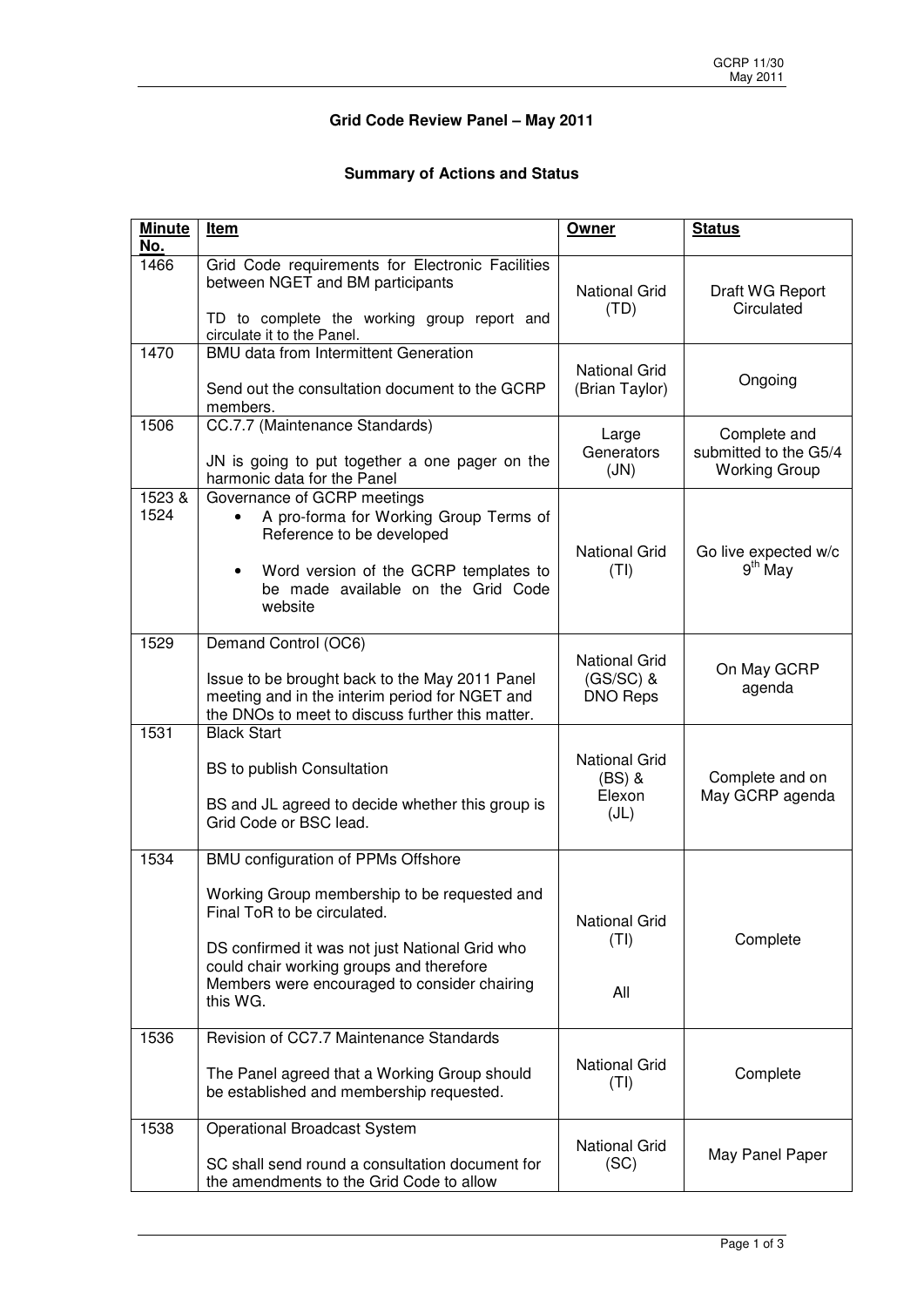# Grid Code Review Panel – May 2011

## Summary of Actions and Status

| Minute No. | Item | Owner | Status |
|---|---|---|---|
| 1466 | Grid Code requirements for Electronic Facilities between NGET and BM participants<br><br>TD to complete the working group report and circulate it to the Panel. | National Grid (TD) | Draft WG Report Circulated |
| 1470 | BMU data from Intermittent Generation<br><br>Send out the consultation document to the GCRP members. | National Grid (Brian Taylor) | Ongoing |
| 1506 | CC.7.7 (Maintenance Standards)<br><br>JN is going to put together a one pager on the harmonic data for the Panel | Large Generators (JN) | Complete and submitted to the G5/4 Working Group |
| 1523 & 1524 | Governance of GCRP meetings<br>• A pro-forma for Working Group Terms of Reference to be developed<br>• Word version of the GCRP templates to be made available on the Grid Code website | National Grid (TI) | Go live expected w/c 9th May |
| 1529 | Demand Control (OC6)<br><br>Issue to be brought back to the May 2011 Panel meeting and in the interim period for NGET and the DNOs to meet to discuss further this matter. | National Grid (GS/SC) & DNO Reps | On May GCRP agenda |
| 1531 | Black Start<br><br>BS to publish Consultation<br><br>BS and JL agreed to decide whether this group is Grid Code or BSC lead. | National Grid (BS) & Elexon (JL) | Complete and on May GCRP agenda |
| 1534 | BMU configuration of PPMs Offshore<br><br>Working Group membership to be requested and Final ToR to be circulated.<br><br>DS confirmed it was not just National Grid who could chair working groups and therefore Members were encouraged to consider chairing this WG. | National Grid (TI)<br><br>All | Complete |
| 1536 | Revision of CC7.7 Maintenance Standards<br><br>The Panel agreed that a Working Group should be established and membership requested. | National Grid (TI) | Complete |
| 1538 | Operational Broadcast System<br><br>SC shall send round a consultation document for the amendments to the Grid Code to allow | National Grid (SC) | May Panel Paper |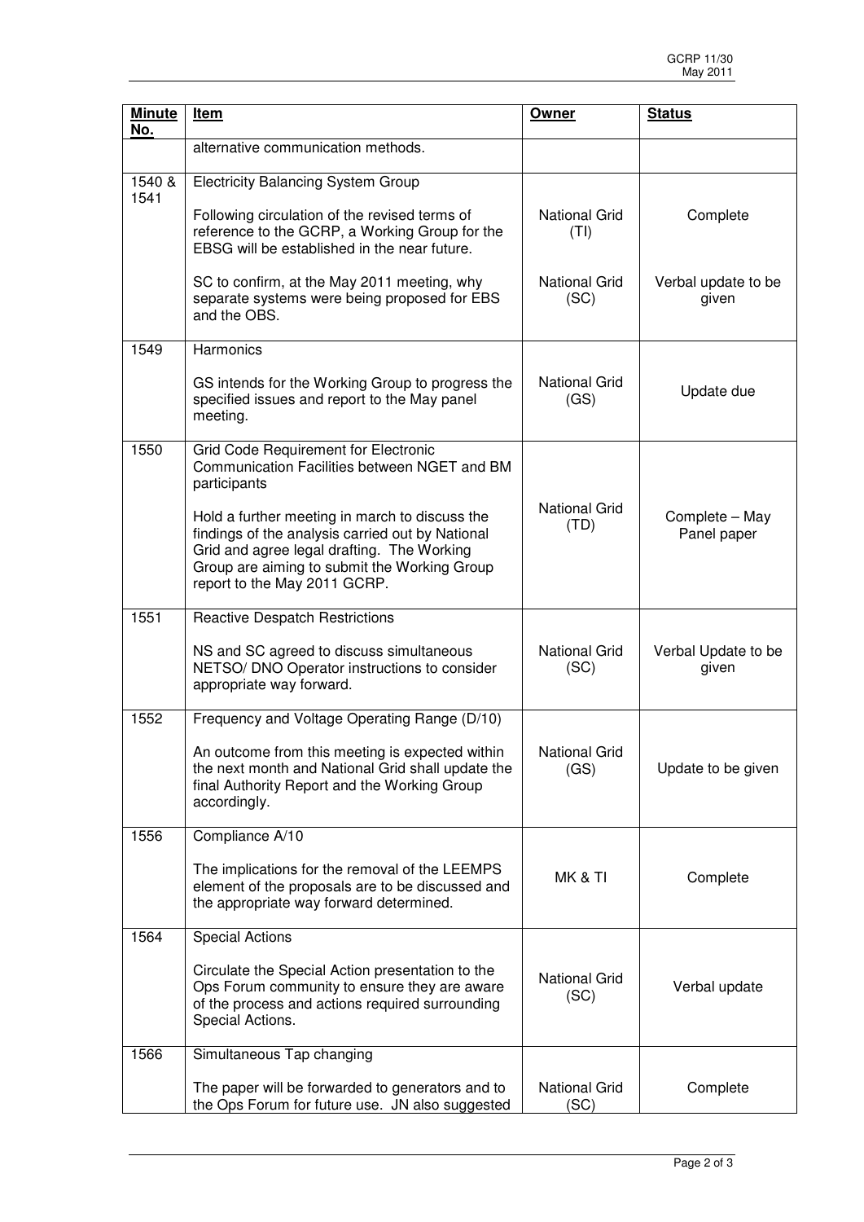| Minute No. | Item | Owner | Status |
|---|---|---|---|
| | alternative communication methods. | | |
| 1540 & 1541 | Electricity Balancing System Group<br><br>Following circulation of the revised terms of reference to the GCRP, a Working Group for the EBSG will be established in the near future.<br><br>SC to confirm, at the May 2011 meeting, why separate systems were being proposed for EBS and the OBS. | National Grid (TI)<br><br>National Grid (SC) | Complete<br><br>Verbal update to be given |
| 1549 | Harmonics<br><br>GS intends for the Working Group to progress the specified issues and report to the May panel meeting. | National Grid (GS) | Update due |
| 1550 | Grid Code Requirement for Electronic Communication Facilities between NGET and BM participants<br><br>Hold a further meeting in march to discuss the findings of the analysis carried out by National Grid and agree legal drafting. The Working Group are aiming to submit the Working Group report to the May 2011 GCRP. | National Grid (TD) | Complete – May Panel paper |
| 1551 | Reactive Despatch Restrictions<br><br>NS and SC agreed to discuss simultaneous NETSO/ DNO Operator instructions to consider appropriate way forward. | National Grid (SC) | Verbal Update to be given |
| 1552 | Frequency and Voltage Operating Range (D/10)<br><br>An outcome from this meeting is expected within the next month and National Grid shall update the final Authority Report and the Working Group accordingly. | National Grid (GS) | Update to be given |
| 1556 | Compliance A/10<br><br>The implications for the removal of the LEEMPS element of the proposals are to be discussed and the appropriate way forward determined. | MK & TI | Complete |
| 1564 | Special Actions<br><br>Circulate the Special Action presentation to the Ops Forum community to ensure they are aware of the process and actions required surrounding Special Actions. | National Grid (SC) | Verbal update |
| 1566 | Simultaneous Tap changing<br><br>The paper will be forwarded to generators and to the Ops Forum for future use. JN also suggested | National Grid (SC) | Complete |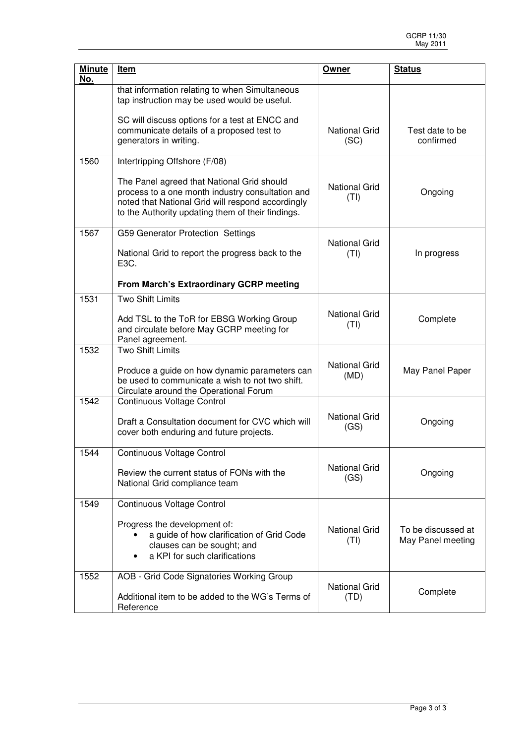| Minute No. | Item | Owner | Status |
|---|---|---|---|
| | that information relating to when Simultaneous tap instruction may be used would be useful.<br><br>SC will discuss options for a test at ENCC and communicate details of a proposed test to generators in writing. | National Grid (SC) | Test date to be confirmed |
| 1560 | Intertripping Offshore (F/08)<br><br>The Panel agreed that National Grid should process to a one month industry consultation and noted that National Grid will respond accordingly to the Authority updating them of their findings. | National Grid (TI) | Ongoing |
| 1567 | G59 Generator Protection Settings<br><br>National Grid to report the progress back to the E3C. | National Grid (TI) | In progress |
| | **From March's Extraordinary GCRP meeting** | | |
| 1531 | Two Shift Limits<br><br>Add TSL to the ToR for EBSG Working Group and circulate before May GCRP meeting for Panel agreement. | National Grid (TI) | Complete |
| 1532 | Two Shift Limits<br><br>Produce a guide on how dynamic parameters can be used to communicate a wish to not two shift. Circulate around the Operational Forum | National Grid (MD) | May Panel Paper |
| 1542 | Continuous Voltage Control<br><br>Draft a Consultation document for CVC which will cover both enduring and future projects. | National Grid (GS) | Ongoing |
| 1544 | Continuous Voltage Control<br><br>Review the current status of FONs with the National Grid compliance team | National Grid (GS) | Ongoing |
| 1549 | Continuous Voltage Control<br><br>Progress the development of:<br>• a guide of how clarification of Grid Code clauses can be sought; and<br>• a KPI for such clarifications | National Grid (TI) | To be discussed at May Panel meeting |
| 1552 | AOB - Grid Code Signatories Working Group<br><br>Additional item to be added to the WG's Terms of Reference | National Grid (TD) | Complete |